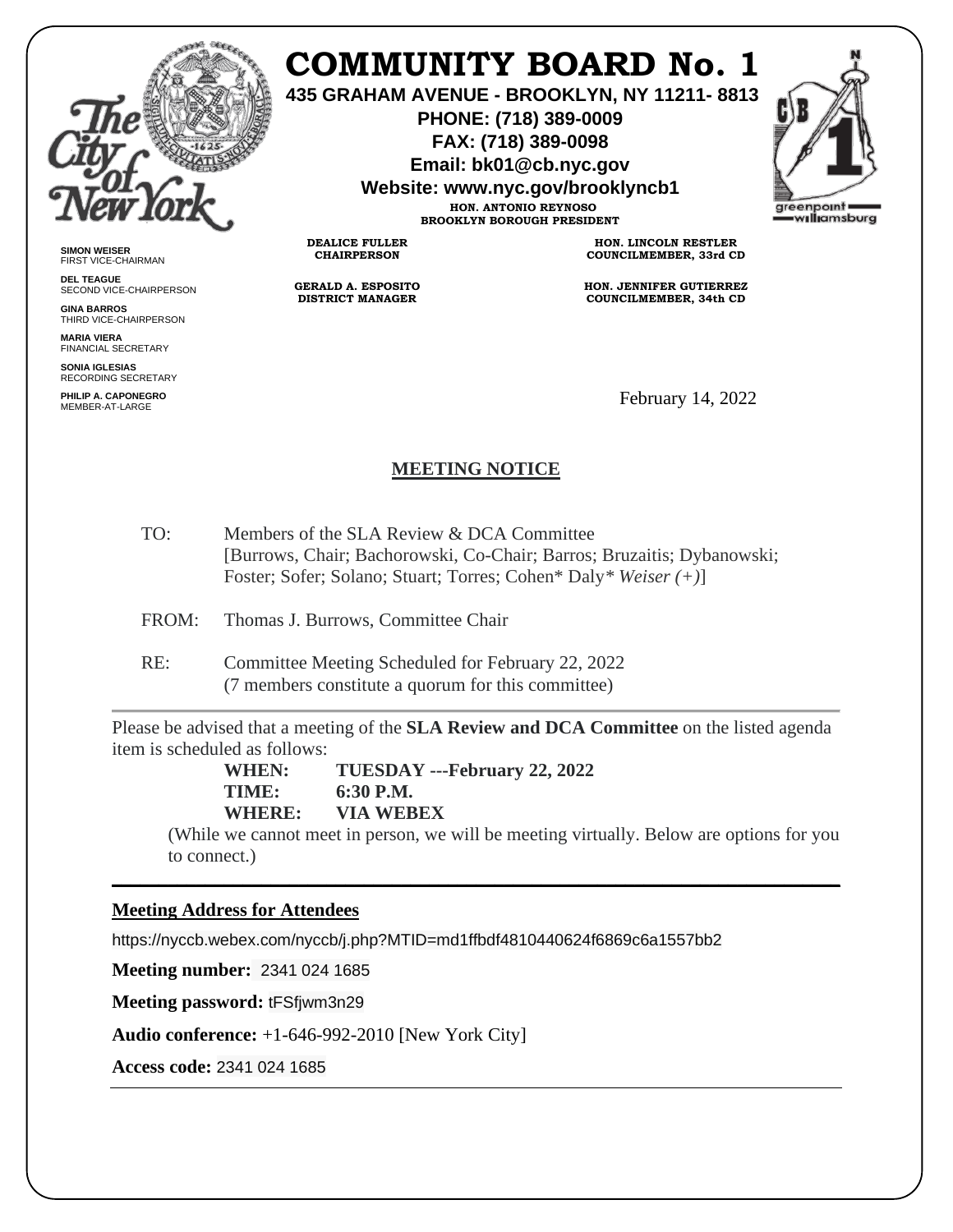# COMMUNITY BOARD No. 1

**435 GRAHAM AVENUE - BROOKLYN, NY 11211- 8813**
**PHONE: (718) 389-0009**
**FAX: (718) 389-0098**
**Email: bk01@cb.nyc.gov**
**Website: www.nyc.gov/brooklyncb1**

**HON. ANTONIO REYNOSO**
**BROOKLYN BOROUGH PRESIDENT**

**DEALICE FULLER**
**CHAIRPERSON**

**GERALD A. ESPOSITO**
**DISTRICT MANAGER**

**HON. LINCOLN RESTLER**
**COUNCILMEMBER, 33rd CD**

**HON. JENNIFER GUTIERREZ**
**COUNCILMEMBER, 34th CD**

**SIMON WEISER**
FIRST VICE-CHAIRMAN

**DEL TEAGUE**
SECOND VICE-CHAIRPERSON

**GINA BARROS**
THIRD VICE-CHAIRPERSON

**MARIA VIERA**
FINANCIAL SECRETARY

**SONIA IGLESIAS**
RECORDING SECRETARY

**PHILIP A. CAPONEGRO**
MEMBER-AT-LARGE

February 14, 2022

## MEETING NOTICE

TO: Members of the SLA Review & DCA Committee
[Burrows, Chair; Bachorowski, Co-Chair; Barros; Bruzaitis; Dybanowski; Foster; Sofer; Solano; Stuart; Torres; Cohen* Daly* *Weiser (+)*]

FROM: Thomas J. Burrows, Committee Chair

RE: Committee Meeting Scheduled for February 22, 2022
(7 members constitute a quorum for this committee)

---

Please be advised that a meeting of the **SLA Review and DCA Committee** on the listed agenda item is scheduled as follows:

**WHEN: TUESDAY ---February 22, 2022**
**TIME: 6:30 P.M.**
**WHERE: VIA WEBEX**

(While we cannot meet in person, we will be meeting virtually. Below are options for you to connect.)

---

**Meeting Address for Attendees**

https://nyccb.webex.com/nyccb/j.php?MTID=md1ffbdf4810440624f6869c6a1557bb2

**Meeting number:** 2341 024 1685

**Meeting password:** tFSfjwm3n29

**Audio conference:** +1-646-992-2010 [New York City]

**Access code:** 2341 024 1685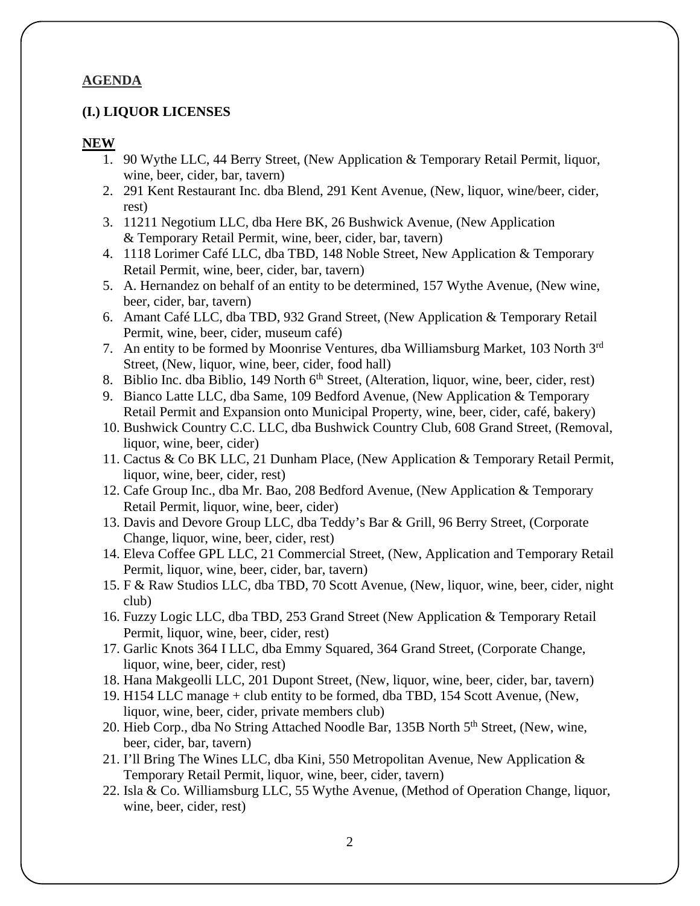**AGENDA**

**(I.) LIQUOR LICENSES**

**NEW**

1. 90 Wythe LLC, 44 Berry Street, (New Application & Temporary Retail Permit, liquor, wine, beer, cider, bar, tavern)
2. 291 Kent Restaurant Inc. dba Blend, 291 Kent Avenue, (New, liquor, wine/beer, cider, rest)
3. 11211 Negotium LLC, dba Here BK, 26 Bushwick Avenue, (New Application & Temporary Retail Permit, wine, beer, cider, bar, tavern)
4. 1118 Lorimer Café LLC, dba TBD, 148 Noble Street, New Application & Temporary Retail Permit, wine, beer, cider, bar, tavern)
5. A. Hernandez on behalf of an entity to be determined, 157 Wythe Avenue, (New wine, beer, cider, bar, tavern)
6. Amant Café LLC, dba TBD, 932 Grand Street, (New Application & Temporary Retail Permit, wine, beer, cider, museum café)
7. An entity to be formed by Moonrise Ventures, dba Williamsburg Market, 103 North 3rd Street, (New, liquor, wine, beer, cider, food hall)
8. Biblio Inc. dba Biblio, 149 North 6th Street, (Alteration, liquor, wine, beer, cider, rest)
9. Bianco Latte LLC, dba Same, 109 Bedford Avenue, (New Application & Temporary Retail Permit and Expansion onto Municipal Property, wine, beer, cider, café, bakery)
10. Bushwick Country C.C. LLC, dba Bushwick Country Club, 608 Grand Street, (Removal, liquor, wine, beer, cider)
11. Cactus & Co BK LLC, 21 Dunham Place, (New Application & Temporary Retail Permit, liquor, wine, beer, cider, rest)
12. Cafe Group Inc., dba Mr. Bao, 208 Bedford Avenue, (New Application & Temporary Retail Permit, liquor, wine, beer, cider)
13. Davis and Devore Group LLC, dba Teddy's Bar & Grill, 96 Berry Street, (Corporate Change, liquor, wine, beer, cider, rest)
14. Eleva Coffee GPL LLC, 21 Commercial Street, (New, Application and Temporary Retail Permit, liquor, wine, beer, cider, bar, tavern)
15. F & Raw Studios LLC, dba TBD, 70 Scott Avenue, (New, liquor, wine, beer, cider, night club)
16. Fuzzy Logic LLC, dba TBD, 253 Grand Street (New Application & Temporary Retail Permit, liquor, wine, beer, cider, rest)
17. Garlic Knots 364 I LLC, dba Emmy Squared, 364 Grand Street, (Corporate Change, liquor, wine, beer, cider, rest)
18. Hana Makgeolli LLC, 201 Dupont Street, (New, liquor, wine, beer, cider, bar, tavern)
19. H154 LLC manage + club entity to be formed, dba TBD, 154 Scott Avenue, (New, liquor, wine, beer, cider, private members club)
20. Hieb Corp., dba No String Attached Noodle Bar, 135B North 5th Street, (New, wine, beer, cider, bar, tavern)
21. I'll Bring The Wines LLC, dba Kini, 550 Metropolitan Avenue, New Application & Temporary Retail Permit, liquor, wine, beer, cider, tavern)
22. Isla & Co. Williamsburg LLC, 55 Wythe Avenue, (Method of Operation Change, liquor, wine, beer, cider, rest)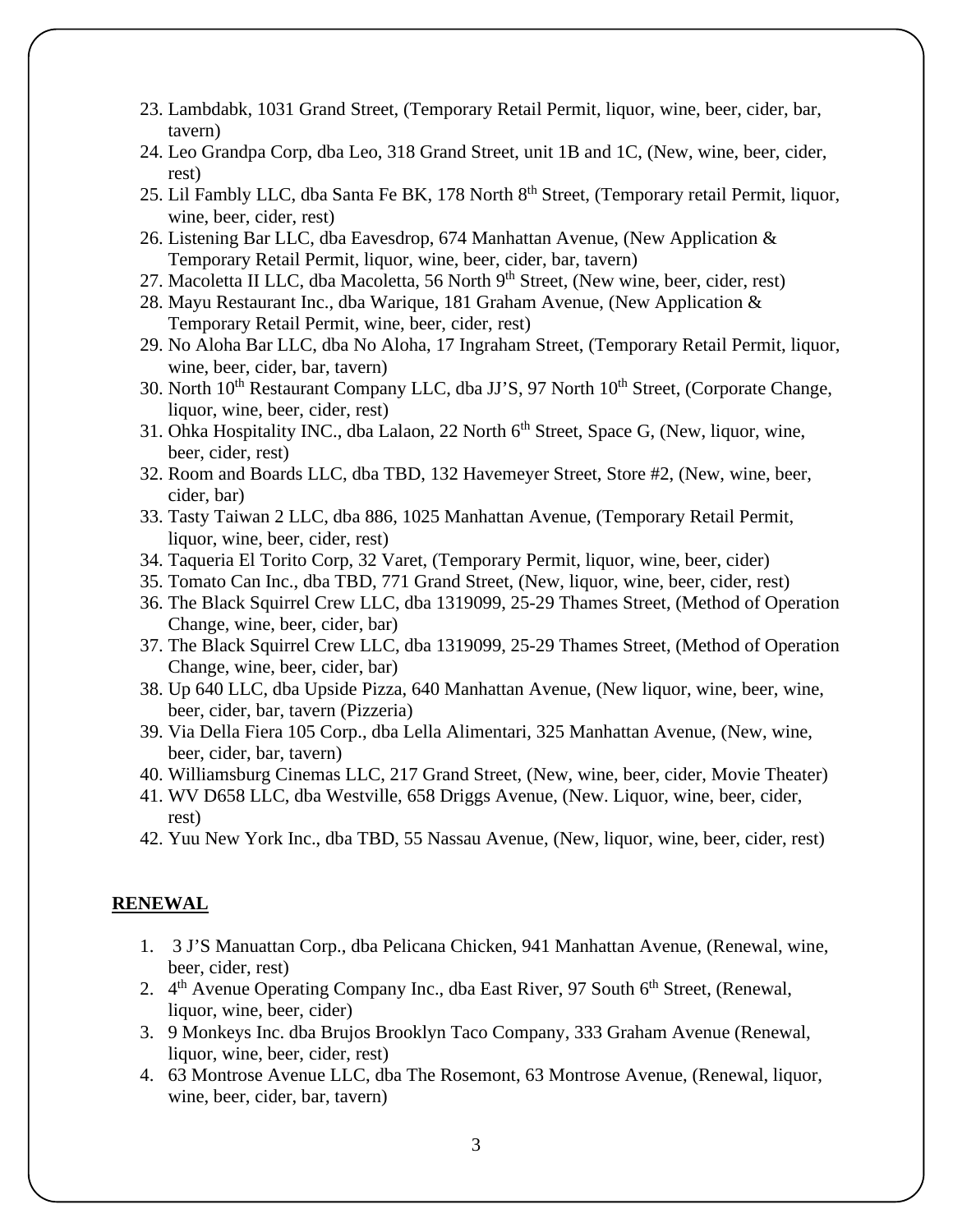23. Lambdabk, 1031 Grand Street, (Temporary Retail Permit, liquor, wine, beer, cider, bar, tavern)
24. Leo Grandpa Corp, dba Leo, 318 Grand Street, unit 1B and 1C, (New, wine, beer, cider, rest)
25. Lil Fambly LLC, dba Santa Fe BK, 178 North 8th Street, (Temporary retail Permit, liquor, wine, beer, cider, rest)
26. Listening Bar LLC, dba Eavesdrop, 674 Manhattan Avenue, (New Application & Temporary Retail Permit, liquor, wine, beer, cider, bar, tavern)
27. Macoletta II LLC, dba Macoletta, 56 North 9th Street, (New wine, beer, cider, rest)
28. Mayu Restaurant Inc., dba Warique, 181 Graham Avenue, (New Application & Temporary Retail Permit, wine, beer, cider, rest)
29. No Aloha Bar LLC, dba No Aloha, 17 Ingraham Street, (Temporary Retail Permit, liquor, wine, beer, cider, bar, tavern)
30. North 10th Restaurant Company LLC, dba JJ'S, 97 North 10th Street, (Corporate Change, liquor, wine, beer, cider, rest)
31. Ohka Hospitality INC., dba Lalaon, 22 North 6th Street, Space G, (New, liquor, wine, beer, cider, rest)
32. Room and Boards LLC, dba TBD, 132 Havemeyer Street, Store #2, (New, wine, beer, cider, bar)
33. Tasty Taiwan 2 LLC, dba 886, 1025 Manhattan Avenue, (Temporary Retail Permit, liquor, wine, beer, cider, rest)
34. Taqueria El Torito Corp, 32 Varet, (Temporary Permit, liquor, wine, beer, cider)
35. Tomato Can Inc., dba TBD, 771 Grand Street, (New, liquor, wine, beer, cider, rest)
36. The Black Squirrel Crew LLC, dba 1319099, 25-29 Thames Street, (Method of Operation Change, wine, beer, cider, bar)
37. The Black Squirrel Crew LLC, dba 1319099, 25-29 Thames Street, (Method of Operation Change, wine, beer, cider, bar)
38. Up 640 LLC, dba Upside Pizza, 640 Manhattan Avenue, (New liquor, wine, beer, wine, beer, cider, bar, tavern (Pizzeria)
39. Via Della Fiera 105 Corp., dba Lella Alimentari, 325 Manhattan Avenue, (New, wine, beer, cider, bar, tavern)
40. Williamsburg Cinemas LLC, 217 Grand Street, (New, wine, beer, cider, Movie Theater)
41. WV D658 LLC, dba Westville, 658 Driggs Avenue, (New. Liquor, wine, beer, cider, rest)
42. Yuu New York Inc., dba TBD, 55 Nassau Avenue, (New, liquor, wine, beer, cider, rest)

**RENEWAL**

1. 3 J'S Manuattan Corp., dba Pelicana Chicken, 941 Manhattan Avenue, (Renewal, wine, beer, cider, rest)
2. 4th Avenue Operating Company Inc., dba East River, 97 South 6th Street, (Renewal, liquor, wine, beer, cider)
3. 9 Monkeys Inc. dba Brujos Brooklyn Taco Company, 333 Graham Avenue (Renewal, liquor, wine, beer, cider, rest)
4. 63 Montrose Avenue LLC, dba The Rosemont, 63 Montrose Avenue, (Renewal, liquor, wine, beer, cider, bar, tavern)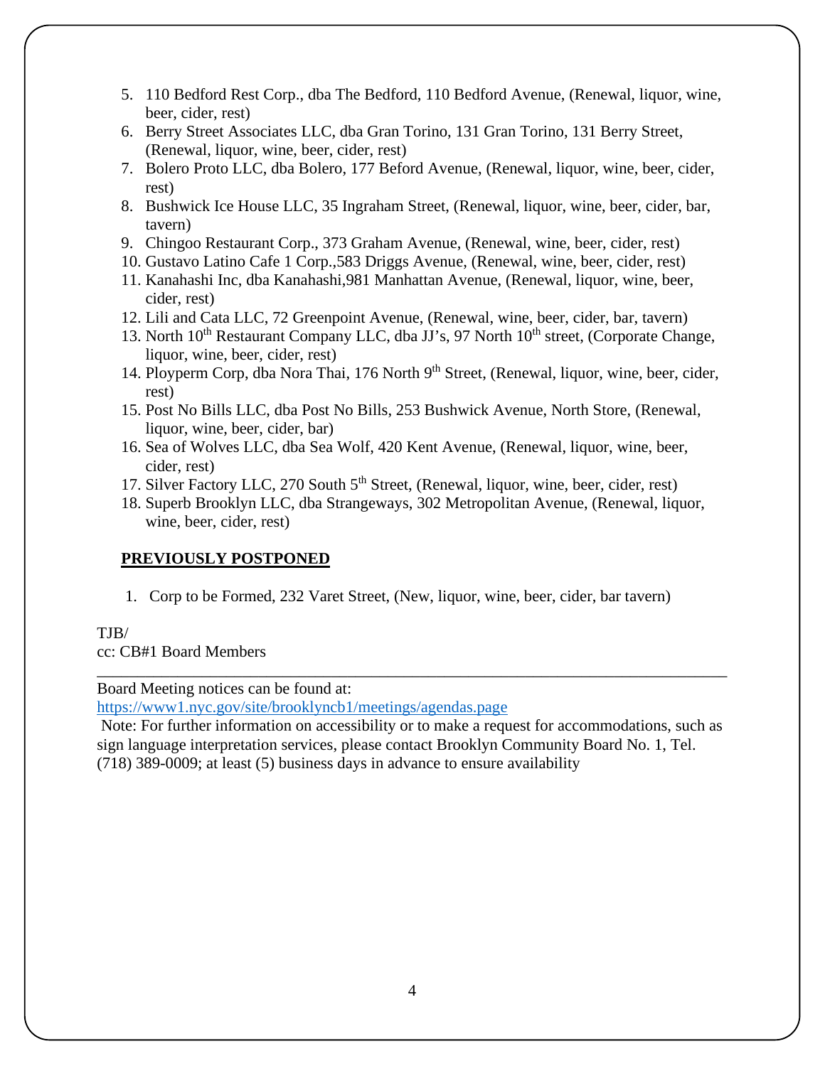5. 110 Bedford Rest Corp., dba The Bedford, 110 Bedford Avenue, (Renewal, liquor, wine, beer, cider, rest)
6. Berry Street Associates LLC, dba Gran Torino, 131 Gran Torino, 131 Berry Street, (Renewal, liquor, wine, beer, cider, rest)
7. Bolero Proto LLC, dba Bolero, 177 Beford Avenue, (Renewal, liquor, wine, beer, cider, rest)
8. Bushwick Ice House LLC, 35 Ingraham Street, (Renewal, liquor, wine, beer, cider, bar, tavern)
9. Chingoo Restaurant Corp., 373 Graham Avenue, (Renewal, wine, beer, cider, rest)
10. Gustavo Latino Cafe 1 Corp.,583 Driggs Avenue, (Renewal, wine, beer, cider, rest)
11. Kanahashi Inc, dba Kanahashi,981 Manhattan Avenue, (Renewal, liquor, wine, beer, cider, rest)
12. Lili and Cata LLC, 72 Greenpoint Avenue, (Renewal, wine, beer, cider, bar, tavern)
13. North 10th Restaurant Company LLC, dba JJ's, 97 North 10th street, (Corporate Change, liquor, wine, beer, cider, rest)
14. Ployperm Corp, dba Nora Thai, 176 North 9th Street, (Renewal, liquor, wine, beer, cider, rest)
15. Post No Bills LLC, dba Post No Bills, 253 Bushwick Avenue, North Store, (Renewal, liquor, wine, beer, cider, bar)
16. Sea of Wolves LLC, dba Sea Wolf, 420 Kent Avenue, (Renewal, liquor, wine, beer, cider, rest)
17. Silver Factory LLC, 270 South 5th Street, (Renewal, liquor, wine, beer, cider, rest)
18. Superb Brooklyn LLC, dba Strangeways, 302 Metropolitan Avenue, (Renewal, liquor, wine, beer, cider, rest)

**PREVIOUSLY POSTPONED**

1. Corp to be Formed, 232 Varet Street, (New, liquor, wine, beer, cider, bar tavern)

TJB/
cc: CB#1 Board Members

---

Board Meeting notices can be found at:
https://www1.nyc.gov/site/brooklyncb1/meetings/agendas.page
Note: For further information on accessibility or to make a request for accommodations, such as sign language interpretation services, please contact Brooklyn Community Board No. 1, Tel. (718) 389-0009; at least (5) business days in advance to ensure availability